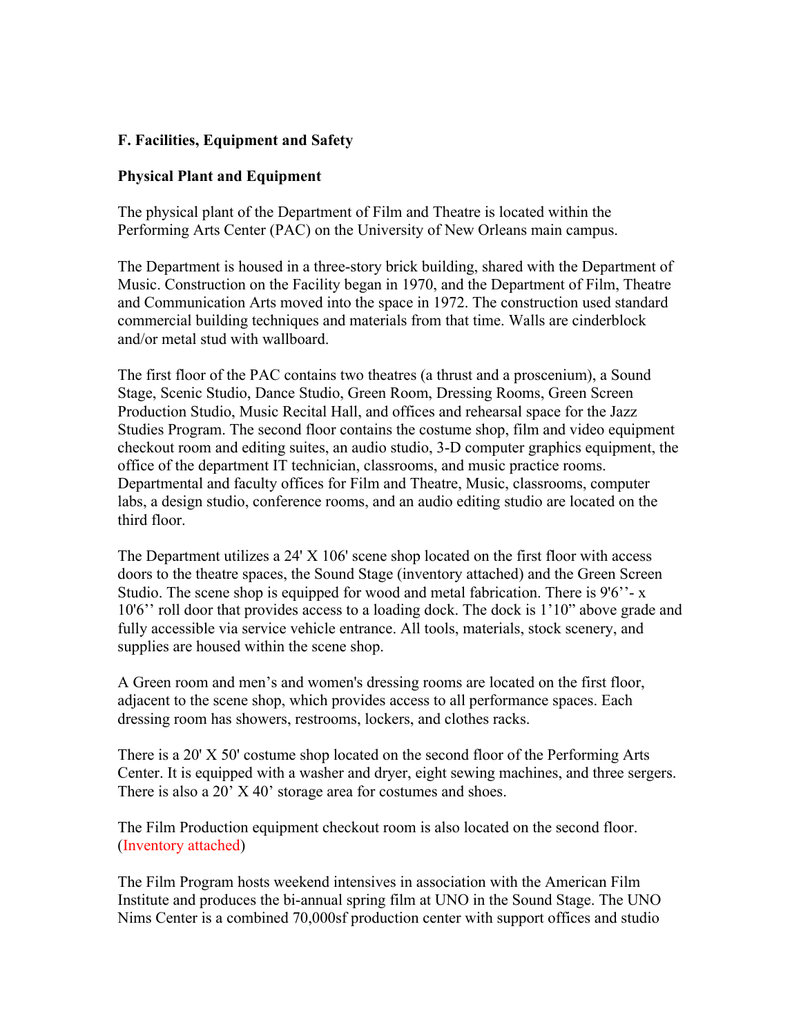**F. Facilities, Equipment and Safety**

**Physical Plant and Equipment**

The physical plant of the Department of Film and Theatre is located within the Performing Arts Center (PAC) on the University of New Orleans main campus.

The Department is housed in a three-story brick building, shared with the Department of Music. Construction on the Facility began in 1970, and the Department of Film, Theatre and Communication Arts moved into the space in 1972. The construction used standard commercial building techniques and materials from that time. Walls are cinderblock and/or metal stud with wallboard.

The first floor of the PAC contains two theatres (a thrust and a proscenium), a Sound Stage, Scenic Studio, Dance Studio, Green Room, Dressing Rooms, Green Screen Production Studio, Music Recital Hall, and offices and rehearsal space for the Jazz Studies Program. The second floor contains the costume shop, film and video equipment checkout room and editing suites, an audio studio, 3-D computer graphics equipment, the office of the department IT technician, classrooms, and music practice rooms. Departmental and faculty offices for Film and Theatre, Music, classrooms, computer labs, a design studio, conference rooms, and an audio editing studio are located on the third floor.

The Department utilizes a 24' X 106' scene shop located on the first floor with access doors to the theatre spaces, the Sound Stage (inventory attached) and the Green Screen Studio. The scene shop is equipped for wood and metal fabrication. There is 9'6''- x 10'6'' roll door that provides access to a loading dock. The dock is 1'10" above grade and fully accessible via service vehicle entrance. All tools, materials, stock scenery, and supplies are housed within the scene shop.

A Green room and men's and women's dressing rooms are located on the first floor, adjacent to the scene shop, which provides access to all performance spaces. Each dressing room has showers, restrooms, lockers, and clothes racks.

There is a 20' X 50' costume shop located on the second floor of the Performing Arts Center. It is equipped with a washer and dryer, eight sewing machines, and three sergers. There is also a 20' X 40' storage area for costumes and shoes.

The Film Production equipment checkout room is also located on the second floor. (Inventory attached)

The Film Program hosts weekend intensives in association with the American Film Institute and produces the bi-annual spring film at UNO in the Sound Stage. The UNO Nims Center is a combined 70,000sf production center with support offices and studio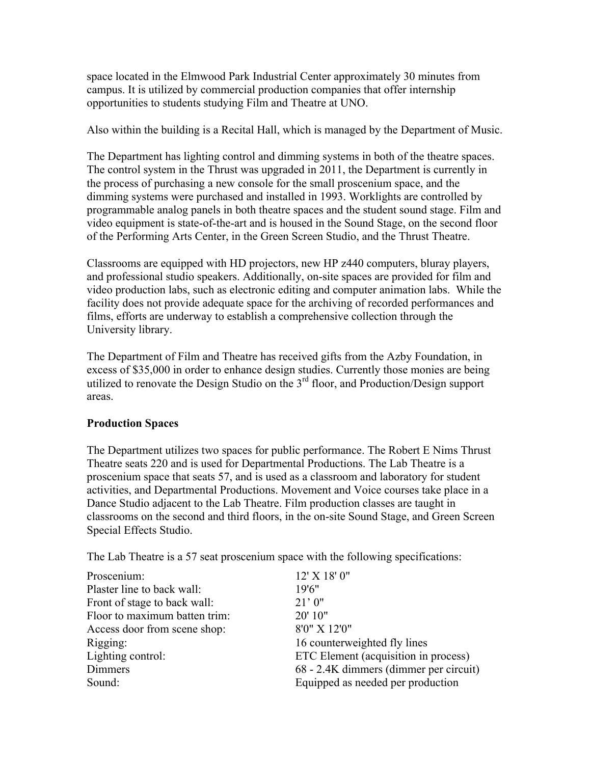space located in the Elmwood Park Industrial Center approximately 30 minutes from campus. It is utilized by commercial production companies that offer internship opportunities to students studying Film and Theatre at UNO.

Also within the building is a Recital Hall, which is managed by the Department of Music.

The Department has lighting control and dimming systems in both of the theatre spaces. The control system in the Thrust was upgraded in 2011, the Department is currently in the process of purchasing a new console for the small proscenium space, and the dimming systems were purchased and installed in 1993. Worklights are controlled by programmable analog panels in both theatre spaces and the student sound stage. Film and video equipment is state-of-the-art and is housed in the Sound Stage, on the second floor of the Performing Arts Center, in the Green Screen Studio, and the Thrust Theatre.

Classrooms are equipped with HD projectors, new HP z440 computers, bluray players, and professional studio speakers. Additionally, on-site spaces are provided for film and video production labs, such as electronic editing and computer animation labs. While the facility does not provide adequate space for the archiving of recorded performances and films, efforts are underway to establish a comprehensive collection through the University library.

The Department of Film and Theatre has received gifts from the Azby Foundation, in excess of $35,000 in order to enhance design studies. Currently those monies are being utilized to renovate the Design Studio on the 3rd floor, and Production/Design support areas.

**Production Spaces**

The Department utilizes two spaces for public performance. The Robert E Nims Thrust Theatre seats 220 and is used for Departmental Productions. The Lab Theatre is a proscenium space that seats 57, and is used as a classroom and laboratory for student activities, and Departmental Productions. Movement and Voice courses take place in a Dance Studio adjacent to the Lab Theatre. Film production classes are taught in classrooms on the second and third floors, in the on-site Sound Stage, and Green Screen Special Effects Studio.

The Lab Theatre is a 57 seat proscenium space with the following specifications:

| | |
|---|---|
| Proscenium: | 12' X 18' 0" |
| Plaster line to back wall: | 19'6" |
| Front of stage to back wall: | 21' 0" |
| Floor to maximum batten trim: | 20' 10" |
| Access door from scene shop: | 8'0" X 12'0" |
| Rigging: | 16 counterweighted fly lines |
| Lighting control: | ETC Element (acquisition in process) |
| Dimmers | 68 - 2.4K dimmers (dimmer per circuit) |
| Sound: | Equipped as needed per production |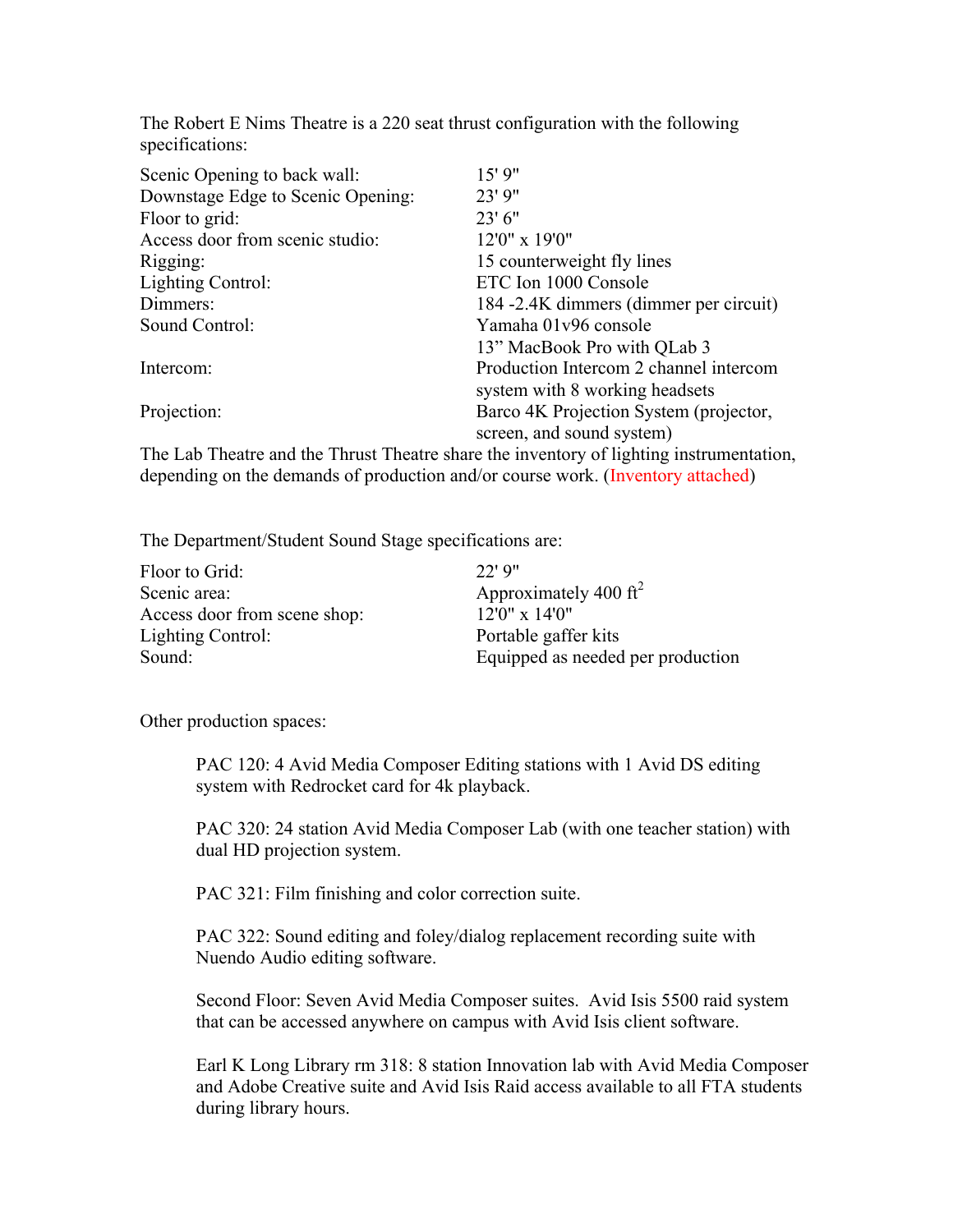The Robert E Nims Theatre is a 220 seat thrust configuration with the following specifications:

| | |
|---|---|
| Scenic Opening to back wall: | 15' 9" |
| Downstage Edge to Scenic Opening: | 23' 9" |
| Floor to grid: | 23' 6" |
| Access door from scenic studio: | 12'0" x 19'0" |
| Rigging: | 15 counterweight fly lines |
| Lighting Control: | ETC Ion 1000 Console |
| Dimmers: | 184 -2.4K dimmers (dimmer per circuit) |
| Sound Control: | Yamaha 01v96 console<br>13" MacBook Pro with QLab 3 |
| Intercom: | Production Intercom 2 channel intercom system with 8 working headsets |
| Projection: | Barco 4K Projection System (projector, screen, and sound system) |

The Lab Theatre and the Thrust Theatre share the inventory of lighting instrumentation, depending on the demands of production and/or course work. (Inventory attached)

The Department/Student Sound Stage specifications are:

| | |
|---|---|
| Floor to Grid: | 22' 9" |
| Scenic area: | Approximately 400 $ft^2$ |
| Access door from scene shop: | 12'0" x 14'0" |
| Lighting Control: | Portable gaffer kits |
| Sound: | Equipped as needed per production |

Other production spaces:

PAC 120: 4 Avid Media Composer Editing stations with 1 Avid DS editing system with Redrocket card for 4k playback.

PAC 320: 24 station Avid Media Composer Lab (with one teacher station) with dual HD projection system.

PAC 321: Film finishing and color correction suite.

PAC 322: Sound editing and foley/dialog replacement recording suite with Nuendo Audio editing software.

Second Floor: Seven Avid Media Composer suites. Avid Isis 5500 raid system that can be accessed anywhere on campus with Avid Isis client software.

Earl K Long Library rm 318: 8 station Innovation lab with Avid Media Composer and Adobe Creative suite and Avid Isis Raid access available to all FTA students during library hours.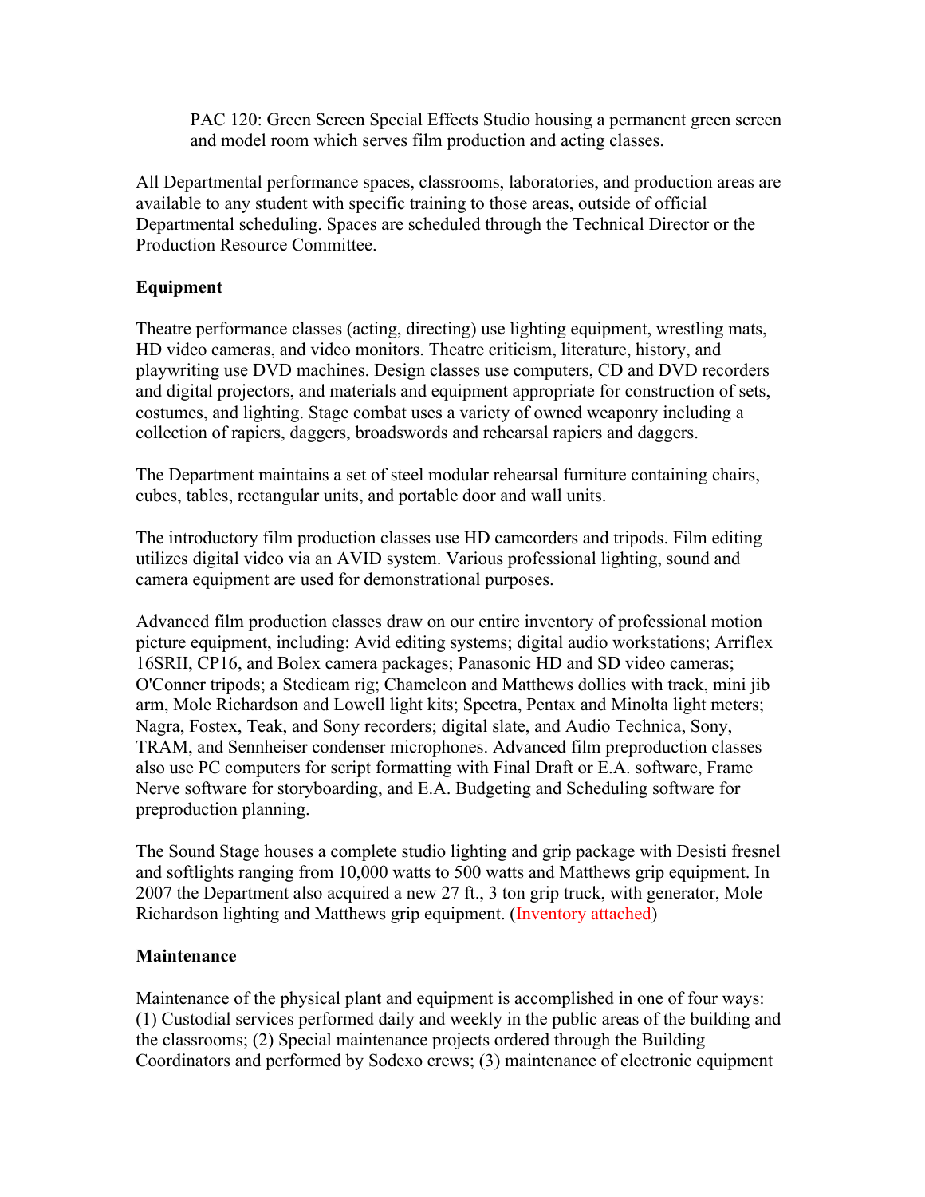PAC 120: Green Screen Special Effects Studio housing a permanent green screen and model room which serves film production and acting classes.

All Departmental performance spaces, classrooms, laboratories, and production areas are available to any student with specific training to those areas, outside of official Departmental scheduling. Spaces are scheduled through the Technical Director or the Production Resource Committee.

**Equipment**

Theatre performance classes (acting, directing) use lighting equipment, wrestling mats, HD video cameras, and video monitors. Theatre criticism, literature, history, and playwriting use DVD machines. Design classes use computers, CD and DVD recorders and digital projectors, and materials and equipment appropriate for construction of sets, costumes, and lighting. Stage combat uses a variety of owned weaponry including a collection of rapiers, daggers, broadswords and rehearsal rapiers and daggers.

The Department maintains a set of steel modular rehearsal furniture containing chairs, cubes, tables, rectangular units, and portable door and wall units.

The introductory film production classes use HD camcorders and tripods. Film editing utilizes digital video via an AVID system. Various professional lighting, sound and camera equipment are used for demonstrational purposes.

Advanced film production classes draw on our entire inventory of professional motion picture equipment, including: Avid editing systems; digital audio workstations; Arriflex 16SRII, CP16, and Bolex camera packages; Panasonic HD and SD video cameras; O'Conner tripods; a Stedicam rig; Chameleon and Matthews dollies with track, mini jib arm, Mole Richardson and Lowell light kits; Spectra, Pentax and Minolta light meters; Nagra, Fostex, Teak, and Sony recorders; digital slate, and Audio Technica, Sony, TRAM, and Sennheiser condenser microphones. Advanced film preproduction classes also use PC computers for script formatting with Final Draft or E.A. software, Frame Nerve software for storyboarding, and E.A. Budgeting and Scheduling software for preproduction planning.

The Sound Stage houses a complete studio lighting and grip package with Desisti fresnel and softlights ranging from 10,000 watts to 500 watts and Matthews grip equipment. In 2007 the Department also acquired a new 27 ft., 3 ton grip truck, with generator, Mole Richardson lighting and Matthews grip equipment. (Inventory attached)

**Maintenance**

Maintenance of the physical plant and equipment is accomplished in one of four ways: (1) Custodial services performed daily and weekly in the public areas of the building and the classrooms; (2) Special maintenance projects ordered through the Building Coordinators and performed by Sodexo crews; (3) maintenance of electronic equipment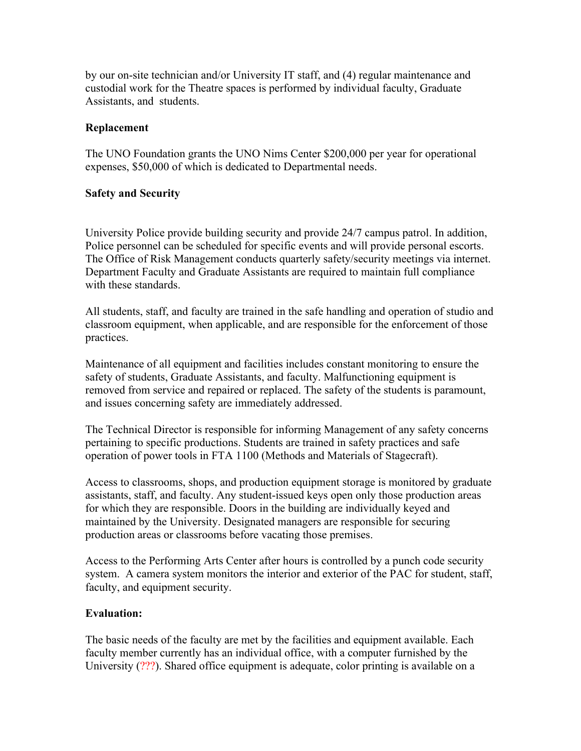by our on-site technician and/or University IT staff, and (4) regular maintenance and custodial work for the Theatre spaces is performed by individual faculty, Graduate Assistants, and students.

**Replacement**

The UNO Foundation grants the UNO Nims Center $200,000 per year for operational expenses, $50,000 of which is dedicated to Departmental needs.

**Safety and Security**

University Police provide building security and provide 24/7 campus patrol. In addition, Police personnel can be scheduled for specific events and will provide personal escorts. The Office of Risk Management conducts quarterly safety/security meetings via internet. Department Faculty and Graduate Assistants are required to maintain full compliance with these standards.

All students, staff, and faculty are trained in the safe handling and operation of studio and classroom equipment, when applicable, and are responsible for the enforcement of those practices.

Maintenance of all equipment and facilities includes constant monitoring to ensure the safety of students, Graduate Assistants, and faculty. Malfunctioning equipment is removed from service and repaired or replaced. The safety of the students is paramount, and issues concerning safety are immediately addressed.

The Technical Director is responsible for informing Management of any safety concerns pertaining to specific productions. Students are trained in safety practices and safe operation of power tools in FTA 1100 (Methods and Materials of Stagecraft).

Access to classrooms, shops, and production equipment storage is monitored by graduate assistants, staff, and faculty. Any student-issued keys open only those production areas for which they are responsible. Doors in the building are individually keyed and maintained by the University. Designated managers are responsible for securing production areas or classrooms before vacating those premises.

Access to the Performing Arts Center after hours is controlled by a punch code security system. A camera system monitors the interior and exterior of the PAC for student, staff, faculty, and equipment security.

**Evaluation:**

The basic needs of the faculty are met by the facilities and equipment available. Each faculty member currently has an individual office, with a computer furnished by the University (???). Shared office equipment is adequate, color printing is available on a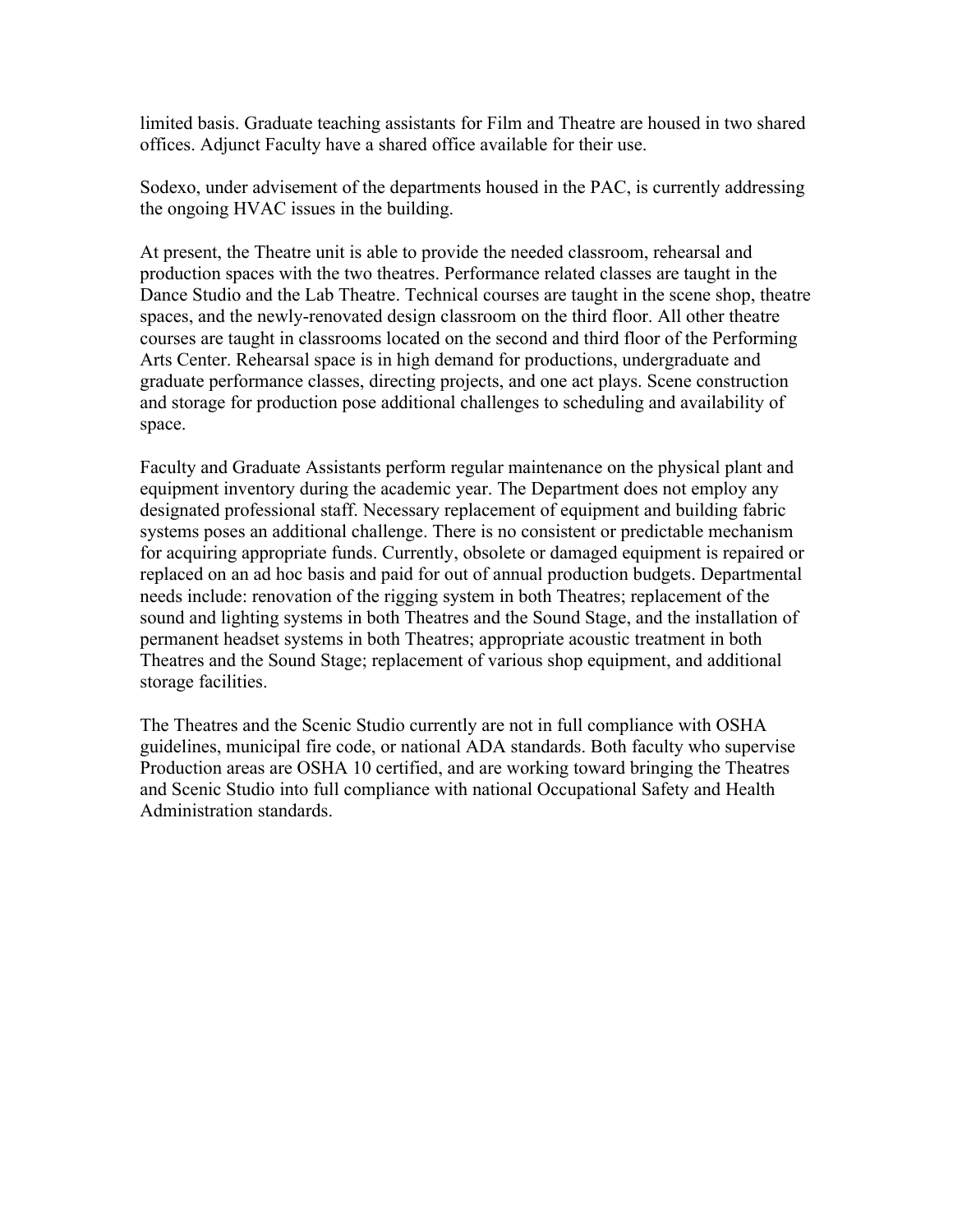limited basis. Graduate teaching assistants for Film and Theatre are housed in two shared offices. Adjunct Faculty have a shared office available for their use.

Sodexo, under advisement of the departments housed in the PAC, is currently addressing the ongoing HVAC issues in the building.

At present, the Theatre unit is able to provide the needed classroom, rehearsal and production spaces with the two theatres. Performance related classes are taught in the Dance Studio and the Lab Theatre. Technical courses are taught in the scene shop, theatre spaces, and the newly-renovated design classroom on the third floor. All other theatre courses are taught in classrooms located on the second and third floor of the Performing Arts Center. Rehearsal space is in high demand for productions, undergraduate and graduate performance classes, directing projects, and one act plays. Scene construction and storage for production pose additional challenges to scheduling and availability of space.

Faculty and Graduate Assistants perform regular maintenance on the physical plant and equipment inventory during the academic year. The Department does not employ any designated professional staff. Necessary replacement of equipment and building fabric systems poses an additional challenge. There is no consistent or predictable mechanism for acquiring appropriate funds. Currently, obsolete or damaged equipment is repaired or replaced on an ad hoc basis and paid for out of annual production budgets. Departmental needs include: renovation of the rigging system in both Theatres; replacement of the sound and lighting systems in both Theatres and the Sound Stage, and the installation of permanent headset systems in both Theatres; appropriate acoustic treatment in both Theatres and the Sound Stage; replacement of various shop equipment, and additional storage facilities.

The Theatres and the Scenic Studio currently are not in full compliance with OSHA guidelines, municipal fire code, or national ADA standards. Both faculty who supervise Production areas are OSHA 10 certified, and are working toward bringing the Theatres and Scenic Studio into full compliance with national Occupational Safety and Health Administration standards.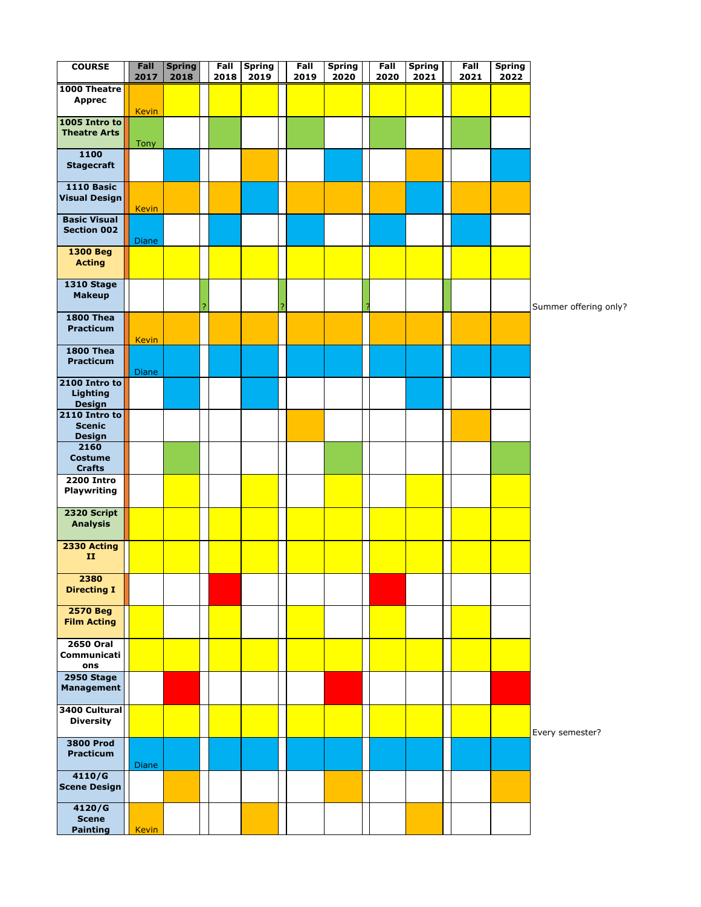| COURSE | Fall 2017 | Spring 2018 | | Fall 2018 | Spring 2019 | | Fall 2019 | Spring 2020 | | Fall 2020 | Spring 2021 | | Fall 2021 | Spring 2022 | |
|---|---|---|---|---|---|---|---|---|---|---|---|---|---|---|---|
| 1000 Theatre Apprec | Kevin | | | | | | | | | | | | | | |
| 1005 Intro to Theatre Arts | Tony | | | | | | | | | | | | | | |
| 1100 Stagecraft | | | | | | | | | | | | | | | |
| 1110 Basic Visual Design | Kevin | | | | | | | | | | | | | | |
| Basic Visual Section 002 | Diane | | | | | | | | | | | | | | |
| 1300 Beg Acting | | | | | | | | | | | | | | | |
| 1310 Stage Makeup | | | ? | | | ? | | | ? | | | | | | Summer offering only? |
| 1800 Thea Practicum | Kevin | | | | | | | | | | | | | | |
| 1800 Thea Practicum | Diane | | | | | | | | | | | | | | |
| 2100 Intro to Lighting Design | | | | | | | | | | | | | | | |
| 2110 Intro to Scenic Design | | | | | | | | | | | | | | | |
| 2160 Costume Crafts | | | | | | | | | | | | | | | |
| 2200 Intro Playwriting | | | | | | | | | | | | | | | |
| 2320 Script Analysis | | | | | | | | | | | | | | | |
| 2330 Acting II | | | | | | | | | | | | | | | |
| 2380 Directing I | | | | | | | | | | | | | | | |
| 2570 Beg Film Acting | | | | | | | | | | | | | | | |
| 2650 Oral Communications | | | | | | | | | | | | | | | |
| 2950 Stage Management | | | | | | | | | | | | | | | |
| 3400 Cultural Diversity | | | | | | | | | | | | | | | Every semester? |
| 3800 Prod Practicum | Diane | | | | | | | | | | | | | | |
| 4110/G Scene Design | | | | | | | | | | | | | | | |
| 4120/G Scene Painting | Kevin | | | | | | | | | | | | | | |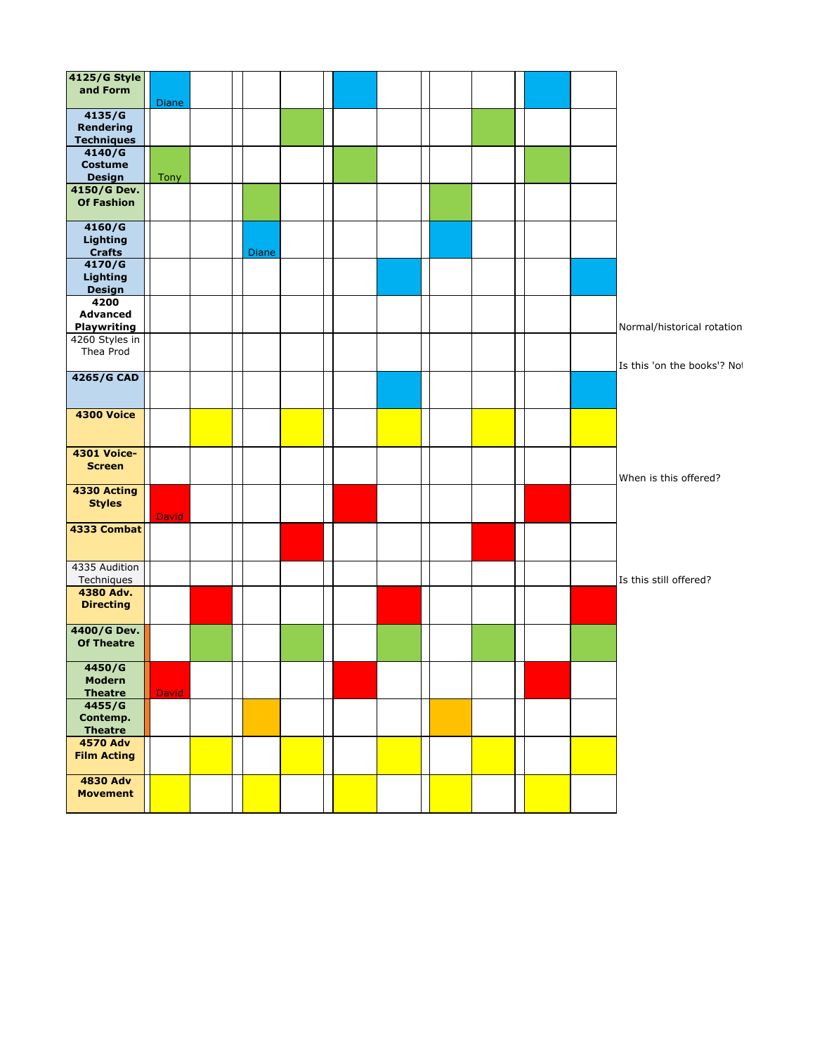| Course | | | | | | | | | | | | | |
|---|---|---|---|---|---|---|---|---|---|---|---|---|---|
| 4125/G Style and Form | Diane | | | | | | | | | | | | |
| 4135/G Rendering Techniques | | | | | | | | | | | | | |
| 4140/G Costume Design | Tony | | | | | | | | | | | | |
| 4150/G Dev. Of Fashion | | | | | | | | | | | | | |
| 4160/G Lighting Crafts | | | | Diane | | | | | | | | | |
| 4170/G Lighting Design | | | | | | | | | | | | | |
| 4200 Advanced Playwriting | | | | | | | | | | | | | Normal/historical rotation |
| 4260 Styles in Thea Prod | | | | | | | | | | | | | Is this 'on the books'? Not |
| 4265/G CAD | | | | | | | | | | | | | |
| 4300 Voice | | | | | | | | | | | | | |
| 4301 Voice-Screen | | | | | | | | | | | | | When is this offered? |
| 4330 Acting Styles | David | | | | | | | | | | | | |
| 4333 Combat | | | | | | | | | | | | | |
| 4335 Audition Techniques | | | | | | | | | | | | | Is this still offered? |
| 4380 Adv. Directing | | | | | | | | | | | | | |
| 4400/G Dev. Of Theatre | | | | | | | | | | | | | |
| 4450/G Modern Theatre | David | | | | | | | | | | | | |
| 4455/G Contemp. Theatre | | | | | | | | | | | | | |
| 4570 Adv Film Acting | | | | | | | | | | | | | |
| 4830 Adv Movement | | | | | | | | | | | | | |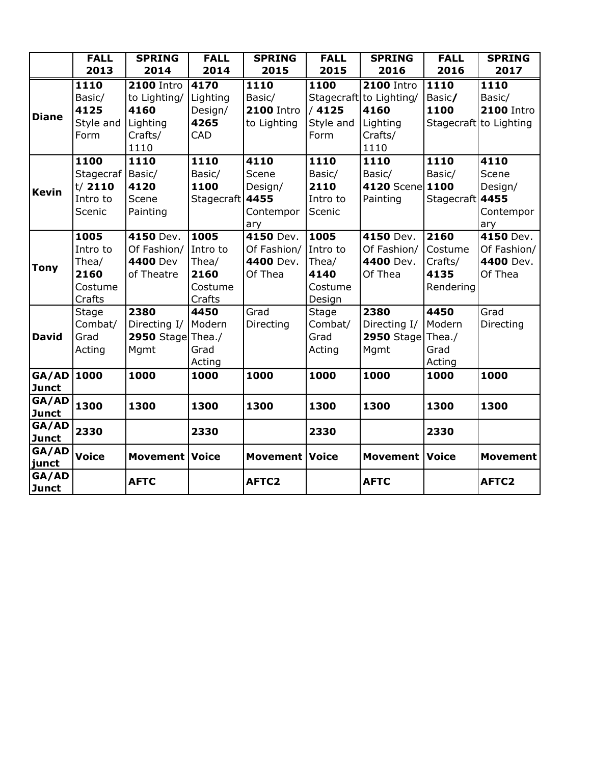| | **FALL 2013** | **SPRING 2014** | **FALL 2014** | **SPRING 2015** | **FALL 2015** | **SPRING 2016** | **FALL 2016** | **SPRING 2017** |
|---|---|---|---|---|---|---|---|---|
| **Diane** | **1110** Basic/ **4125** Style and Form | **2100** Intro to Lighting/ **4160** Lighting Crafts/ 1110 | **4170** Lighting Design/ **4265** CAD | **1110** Basic/ **2100** Intro to Lighting | **1100** Stagecraft / **4125** Style and Form | **2100** Intro to Lighting/ **4160** Lighting Crafts/ 1110 | **1110** Basic/ **1100** Stagecraft | **1110** Basic/ **2100** Intro to Lighting |
| **Kevin** | **1100** Stagecraft/ **2110** Intro to Scenic | **1110** Basic/ **4120** Scene Painting | **1110** Basic/ **1100** Stagecraft | **4110** Scene Design/ **4455** Contemporary | **1110** Basic/ **2110** Intro to Scenic | **1110** Basic/ **4120** Scene Painting | **1110** Basic/ **1100** Stagecraft | **4110** Scene Design/ **4455** Contemporary |
| **Tony** | **1005** Intro to Thea/ **2160** Costume Crafts | **4150** Dev. Of Fashion/ **4400** Dev of Theatre | **1005** Intro to Thea/ **2160** Costume Crafts | **4150** Dev. Of Fashion/ **4400** Dev. Of Thea | **1005** Intro to Thea/ **4140** Costume Design | **4150** Dev. Of Fashion/ **4400** Dev. Of Thea | **2160** Costume Crafts/ **4135** Rendering | **4150** Dev. Of Fashion/ **4400** Dev. Of Thea |
| **David** | Stage Combat/ Grad Acting | **2380** Directing I/ **2950** Stage Mgmt | **4450** Modern Thea./ Grad Acting | Grad Directing | Stage Combat/ Grad Acting | **2380** Directing I/ **2950** Stage Mgmt | **4450** Modern Thea./ Grad Acting | Grad Directing |
| **GA/AD Junct** | **1000** | **1000** | **1000** | **1000** | **1000** | **1000** | **1000** | **1000** |
| **GA/AD Junct** | **1300** | **1300** | **1300** | **1300** | **1300** | **1300** | **1300** | **1300** |
| **GA/AD Junct** | **2330** | | **2330** | | **2330** | | **2330** | |
| **GA/AD junct** | **Voice** | **Movement** | **Voice** | **Movement** | **Voice** | **Movement** | **Voice** | **Movement** |
| **GA/AD Junct** | | **AFTC** | | **AFTC2** | | **AFTC** | | **AFTC2** |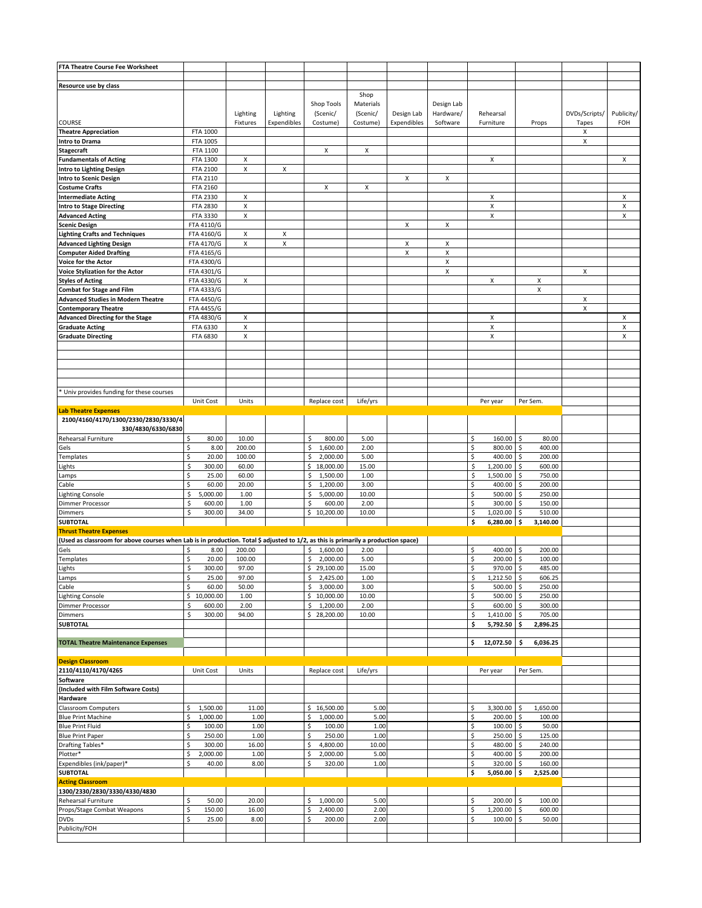**FTA Theatre Course Fee Worksheet**

**Resource use by class**

| COURSE | | Lighting Fixtures | Lighting Expendibles | Shop Tools (Scenic/ Costume) | Shop Materials (Scenic/ Costume) | Design Lab Expendibles | Design Lab Hardware/ Software | Rehearsal Furniture | Props | DVDs/Scripts/ Tapes | Publicity/ FOH |
|---|---|---|---|---|---|---|---|---|---|---|---|
| **Theatre Appreciation** | FTA 1000 | | | | | | | | | X | |
| **Intro to Drama** | FTA 1005 | | | | | | | | | X | |
| **Stagecraft** | FTA 1100 | | | X | X | | | | | | |
| **Fundamentals of Acting** | FTA 1300 | X | | | | | | X | | | X |
| **Intro to Lighting Design** | FTA 2100 | X | X | | | | | | | | |
| **Intro to Scenic Design** | FTA 2110 | | | | | X | X | | | | |
| **Costume Crafts** | FTA 2160 | | | X | X | | | | | | |
| **Intermediate Acting** | FTA 2330 | X | | | | | | X | | | X |
| **Intro to Stage Directing** | FTA 2830 | X | | | | | | X | | | X |
| **Advanced Acting** | FTA 3330 | X | | | | | | X | | | X |
| **Scenic Design** | FTA 4110/G | | | | | X | X | | | | |
| **Lighting Crafts and Techniques** | FTA 4160/G | X | X | | | | | | | | |
| **Advanced Lighting Design** | FTA 4170/G | X | X | | | X | X | | | | |
| **Computer Aided Drafting** | FTA 4165/G | | | | | X | X | | | | |
| **Voice for the Actor** | FTA 4300/G | | | | | | X | | | | |
| **Voice Stylization for the Actor** | FTA 4301/G | | | | | | X | | | X | |
| **Styles of Acting** | FTA 4330/G | X | | | | | | X | X | | |
| **Combat for Stage and Film** | FTA 4333/G | | | | | | | | X | | |
| **Advanced Studies in Modern Theatre** | FTA 4450/G | | | | | | | | | X | |
| **Contemporary Theatre** | FTA 4455/G | | | | | | | | | X | |
| **Advanced Directing for the Stage** | FTA 4830/G | X | | | | | | X | | | X |
| **Graduate Acting** | FTA 6330 | X | | | | | | X | | | X |
| **Graduate Directing** | FTA 6830 | X | | | | | | X | | | X |

\* Univ provides funding for these courses

| | Unit Cost | Units | | Replace cost | Life/yrs | | | Per year | Per Sem. |
|---|---|---|---|---|---|---|---|---|---|
| **Lab Theatre Expenses** | | | | | | | | | |
| **2100/4160/4170/1300/2330/2830/3330/4330/4830/6330/6830** | | | | | | | | | |
| Rehearsal Furniture | $ 80.00 | 10.00 | | $ 800.00 | 5.00 | | | $ 160.00 | $ 80.00 |
| Gels | $ 8.00 | 200.00 | | $ 1,600.00 | 2.00 | | | $ 800.00 | $ 400.00 |
| Templates | $ 20.00 | 100.00 | | $ 2,000.00 | 5.00 | | | $ 400.00 | $ 200.00 |
| Lights | $ 300.00 | 60.00 | | $ 18,000.00 | 15.00 | | | $ 1,200.00 | $ 600.00 |
| Lamps | $ 25.00 | 60.00 | | $ 1,500.00 | 1.00 | | | $ 1,500.00 | $ 750.00 |
| Cable | $ 60.00 | 20.00 | | $ 1,200.00 | 3.00 | | | $ 400.00 | $ 200.00 |
| Lighting Console | $ 5,000.00 | 1.00 | | $ 5,000.00 | 10.00 | | | $ 500.00 | $ 250.00 |
| Dimmer Processor | $ 600.00 | 1.00 | | $ 600.00 | 2.00 | | | $ 300.00 | $ 150.00 |
| Dimmers | $ 300.00 | 34.00 | | $ 10,200.00 | 10.00 | | | $ 1,020.00 | $ 510.00 |
| **SUBTOTAL** | | | | | | | | **$ 6,280.00** | **$ 3,140.00** |
| **Thrust Theatre Expenses** | | | | | | | | | |
| **(Used as classroom for above courses when Lab is in production. Total $ adjusted to 1/2, as this is primarily a production space)** | | | | | | | | | |
| Gels | $ 8.00 | 200.00 | | $ 1,600.00 | 2.00 | | | $ 400.00 | $ 200.00 |
| Templates | $ 20.00 | 100.00 | | $ 2,000.00 | 5.00 | | | $ 200.00 | $ 100.00 |
| Lights | $ 300.00 | 97.00 | | $ 29,100.00 | 15.00 | | | $ 970.00 | $ 485.00 |
| Lamps | $ 25.00 | 97.00 | | $ 2,425.00 | 1.00 | | | $ 1,212.50 | $ 606.25 |
| Cable | $ 60.00 | 50.00 | | $ 3,000.00 | 3.00 | | | $ 500.00 | $ 250.00 |
| Lighting Console | $ 10,000.00 | 1.00 | | $ 10,000.00 | 10.00 | | | $ 500.00 | $ 250.00 |
| Dimmer Processor | $ 600.00 | 2.00 | | $ 1,200.00 | 2.00 | | | $ 600.00 | $ 300.00 |
| Dimmers | $ 300.00 | 94.00 | | $ 28,200.00 | 10.00 | | | $ 1,410.00 | $ 705.00 |
| **SUBTOTAL** | | | | | | | | **$ 5,792.50** | **$ 2,896.25** |
| **TOTAL Theatre Maintenance Expenses** | | | | | | | | **$ 12,072.50** | **$ 6,036.25** |
| **Design Classroom** | | | | | | | | | |
| **2110/4110/4170/4265** | Unit Cost | Units | | Replace cost | Life/yrs | | | Per year | Per Sem. |
| **Software** | | | | | | | | | |
| **(Included with Film Software Costs)** | | | | | | | | | |
| **Hardware** | | | | | | | | | |
| Classroom Computers | $ 1,500.00 | 11.00 | | $ 16,500.00 | 5.00 | | | $ 3,300.00 | $ 1,650.00 |
| Blue Print Machine | $ 1,000.00 | 1.00 | | $ 1,000.00 | 5.00 | | | $ 200.00 | $ 100.00 |
| Blue Print Fluid | $ 100.00 | 1.00 | | $ 100.00 | 1.00 | | | $ 100.00 | $ 50.00 |
| Blue Print Paper | $ 250.00 | 1.00 | | $ 250.00 | 1.00 | | | $ 250.00 | $ 125.00 |
| Drafting Tables* | $ 300.00 | 16.00 | | $ 4,800.00 | 10.00 | | | $ 480.00 | $ 240.00 |
| Plotter* | $ 2,000.00 | 1.00 | | $ 2,000.00 | 5.00 | | | $ 400.00 | $ 200.00 |
| Expendibles (ink/paper)* | $ 40.00 | 8.00 | | $ 320.00 | 1.00 | | | $ 320.00 | $ 160.00 |
| **SUBTOTAL** | | | | | | | | **$ 5,050.00** | **$ 2,525.00** |
| **Acting Classroom** | | | | | | | | | |
| **1300/2330/2830/3330/4330/4830** | | | | | | | | | |
| Rehearsal Furniture | $ 50.00 | 20.00 | | $ 1,000.00 | 5.00 | | | $ 200.00 | $ 100.00 |
| Props/Stage Combat Weapons | $ 150.00 | 16.00 | | $ 2,400.00 | 2.00 | | | $ 1,200.00 | $ 600.00 |
| DVDs | $ 25.00 | 8.00 | | $ 200.00 | 2.00 | | | $ 100.00 | $ 50.00 |
| Publicity/FOH | | | | | | | | | |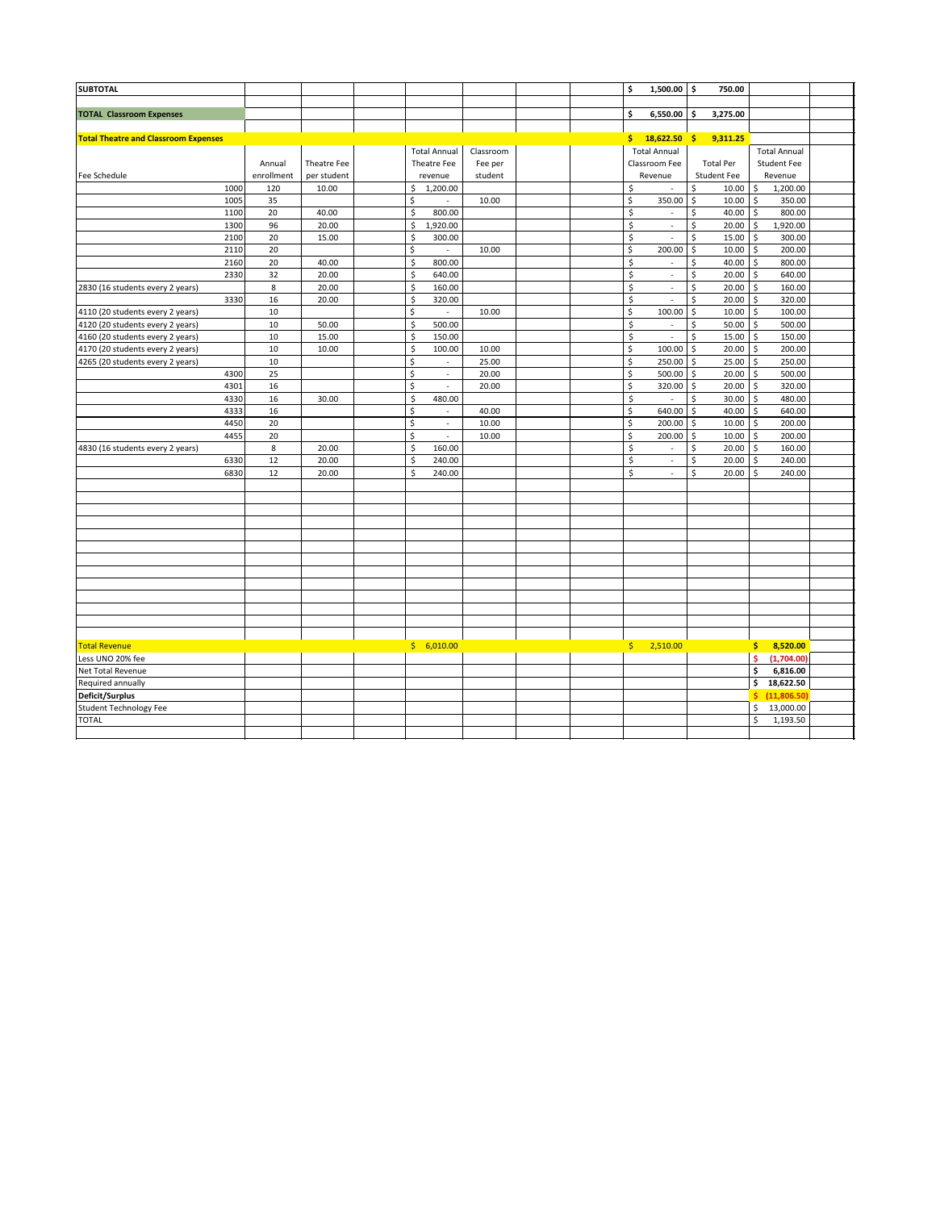| | | | | | | | | | | | | |
|---|---|---|---|---|---|---|---|---|---|---|---|---|
| **SUBTOTAL** | | | | | | | | $ **1,500.00** | $ **750.00** | | |
| | | | | | | | | | | | |
| **TOTAL Classroom Expenses** | | | | | | | | $ **6,550.00** | $ **3,275.00** | | |
| | | | | | | | | | | | |
| **Total Theatre and Classroom Expenses** | | | | | | | | $ **18,622.50** | $ **9,311.25** | | |
| Fee Schedule | Annual enrollment | Theatre Fee per student | | Total Annual Theatre Fee revenue | Classroom Fee per student | | | Total Annual Classroom Fee Revenue | Total Per Student Fee | Total Annual Student Fee Revenue | |
| 1000 | 120 | 10.00 | | $ 1,200.00 | | | | $ - | $ 10.00 | $ 1,200.00 | |
| 1005 | 35 | | | $ - | 10.00 | | | $ 350.00 | $ 10.00 | $ 350.00 | |
| 1100 | 20 | 40.00 | | $ 800.00 | | | | $ - | $ 40.00 | $ 800.00 | |
| 1300 | 96 | 20.00 | | $ 1,920.00 | | | | $ - | $ 20.00 | $ 1,920.00 | |
| 2100 | 20 | 15.00 | | $ 300.00 | | | | $ - | $ 15.00 | $ 300.00 | |
| 2110 | 20 | | | $ - | 10.00 | | | $ 200.00 | $ 10.00 | $ 200.00 | |
| 2160 | 20 | 40.00 | | $ 800.00 | | | | $ - | $ 40.00 | $ 800.00 | |
| 2330 | 32 | 20.00 | | $ 640.00 | | | | $ - | $ 20.00 | $ 640.00 | |
| 2830 (16 students every 2 years) | 8 | 20.00 | | $ 160.00 | | | | $ - | $ 20.00 | $ 160.00 | |
| 3330 | 16 | 20.00 | | $ 320.00 | | | | $ - | $ 20.00 | $ 320.00 | |
| 4110 (20 students every 2 years) | 10 | | | $ - | 10.00 | | | $ 100.00 | $ 10.00 | $ 100.00 | |
| 4120 (20 students every 2 years) | 10 | 50.00 | | $ 500.00 | | | | $ - | $ 50.00 | $ 500.00 | |
| 4160 (20 students every 2 years) | 10 | 15.00 | | $ 150.00 | | | | $ - | $ 15.00 | $ 150.00 | |
| 4170 (20 students every 2 years) | 10 | 10.00 | | $ 100.00 | 10.00 | | | $ 100.00 | $ 20.00 | $ 200.00 | |
| 4265 (20 students every 2 years) | 10 | | | $ - | 25.00 | | | $ 250.00 | $ 25.00 | $ 250.00 | |
| 4300 | 25 | | | $ - | 20.00 | | | $ 500.00 | $ 20.00 | $ 500.00 | |
| 4301 | 16 | | | $ - | 20.00 | | | $ 320.00 | $ 20.00 | $ 320.00 | |
| 4330 | 16 | 30.00 | | $ 480.00 | | | | $ - | $ 30.00 | $ 480.00 | |
| 4333 | 16 | | | $ - | 40.00 | | | $ 640.00 | $ 40.00 | $ 640.00 | |
| 4450 | 20 | | | $ - | 10.00 | | | $ 200.00 | $ 10.00 | $ 200.00 | |
| 4455 | 20 | | | $ - | 10.00 | | | $ 200.00 | $ 10.00 | $ 200.00 | |
| 4830 (16 students every 2 years) | 8 | 20.00 | | $ 160.00 | | | | $ - | $ 20.00 | $ 160.00 | |
| 6330 | 12 | 20.00 | | $ 240.00 | | | | $ - | $ 20.00 | $ 240.00 | |
| 6830 | 12 | 20.00 | | $ 240.00 | | | | $ - | $ 20.00 | $ 240.00 | |
| **Total Revenue** | | | | $ 6,010.00 | | | | $ 2,510.00 | | $ **8,520.00** | |
| Less UNO 20% fee | | | | | | | | | | $ **(1,704.00)** | |
| Net Total Revenue | | | | | | | | | | $ **6,816.00** | |
| Required annually | | | | | | | | | | $ **18,622.50** | |
| **Deficit/Surplus** | | | | | | | | | | $ **(11,806.50)** | |
| Student Technology Fee | | | | | | | | | | $ 13,000.00 | |
| TOTAL | | | | | | | | | | $ 1,193.50 | |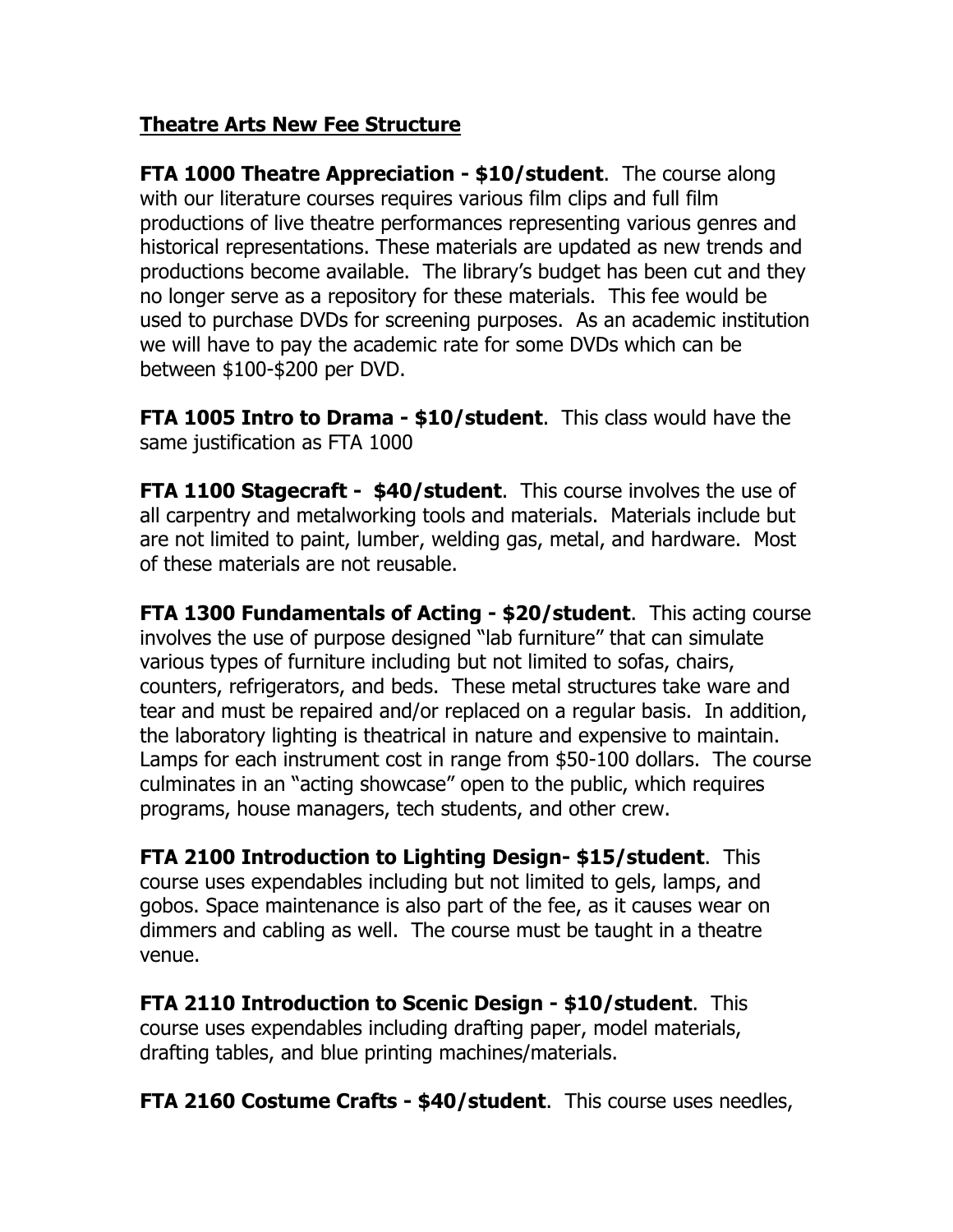**<u>Theatre Arts New Fee Structure</u>**

**FTA 1000 Theatre Appreciation - $10/student**. The course along with our literature courses requires various film clips and full film productions of live theatre performances representing various genres and historical representations. These materials are updated as new trends and productions become available. The library's budget has been cut and they no longer serve as a repository for these materials. This fee would be used to purchase DVDs for screening purposes. As an academic institution we will have to pay the academic rate for some DVDs which can be between $100-$200 per DVD.

**FTA 1005 Intro to Drama - $10/student**. This class would have the same justification as FTA 1000

**FTA 1100 Stagecraft - $40/student**. This course involves the use of all carpentry and metalworking tools and materials. Materials include but are not limited to paint, lumber, welding gas, metal, and hardware. Most of these materials are not reusable.

**FTA 1300 Fundamentals of Acting - $20/student**. This acting course involves the use of purpose designed "lab furniture" that can simulate various types of furniture including but not limited to sofas, chairs, counters, refrigerators, and beds. These metal structures take ware and tear and must be repaired and/or replaced on a regular basis. In addition, the laboratory lighting is theatrical in nature and expensive to maintain. Lamps for each instrument cost in range from $50-100 dollars. The course culminates in an "acting showcase" open to the public, which requires programs, house managers, tech students, and other crew.

**FTA 2100 Introduction to Lighting Design- $15/student**. This course uses expendables including but not limited to gels, lamps, and gobos. Space maintenance is also part of the fee, as it causes wear on dimmers and cabling as well. The course must be taught in a theatre venue.

**FTA 2110 Introduction to Scenic Design - $10/student**. This course uses expendables including drafting paper, model materials, drafting tables, and blue printing machines/materials.

**FTA 2160 Costume Crafts - $40/student**. This course uses needles,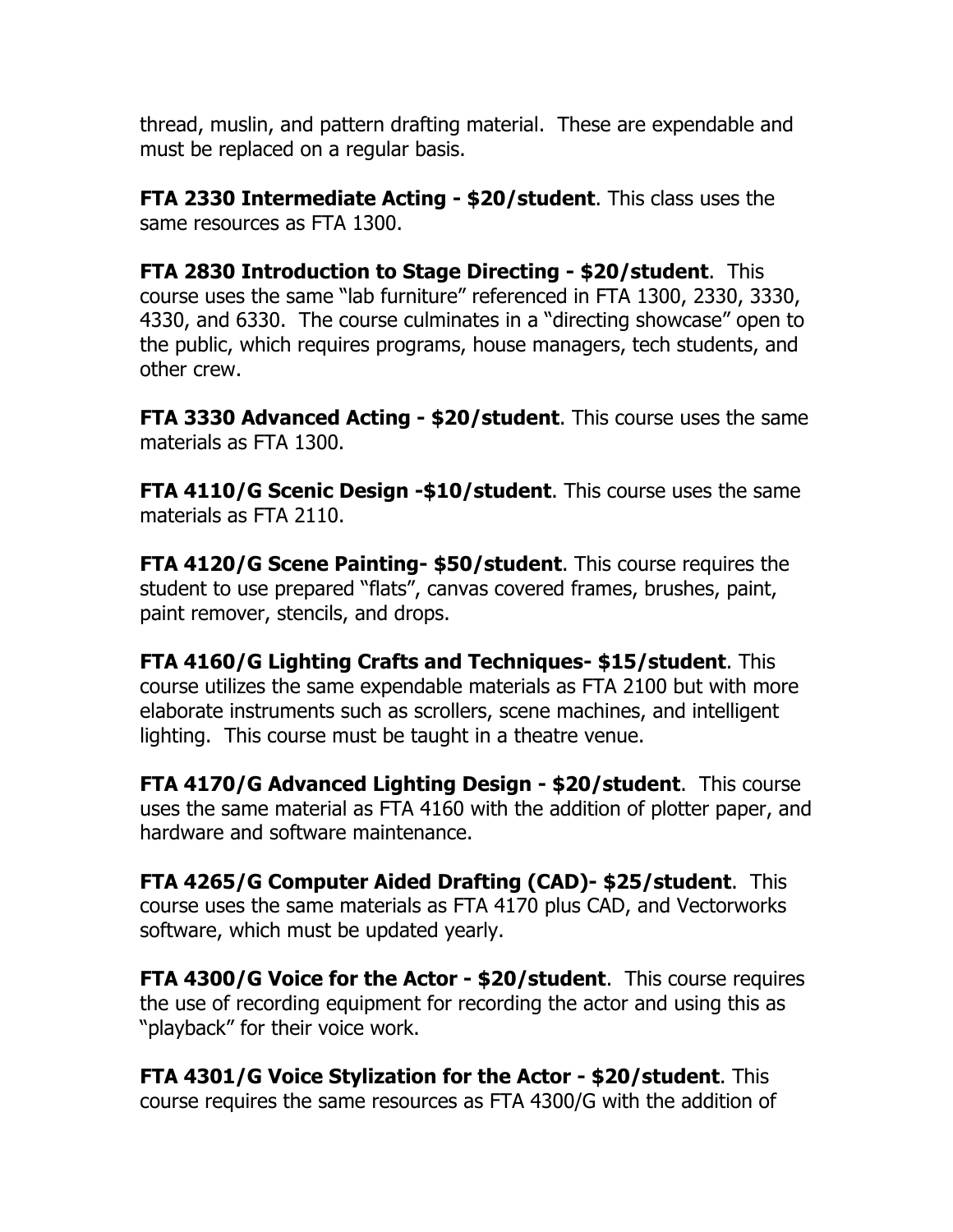thread, muslin, and pattern drafting material. These are expendable and must be replaced on a regular basis.

**FTA 2330 Intermediate Acting - $20/student**. This class uses the same resources as FTA 1300.

**FTA 2830 Introduction to Stage Directing - $20/student**. This course uses the same "lab furniture" referenced in FTA 1300, 2330, 3330, 4330, and 6330. The course culminates in a "directing showcase" open to the public, which requires programs, house managers, tech students, and other crew.

**FTA 3330 Advanced Acting - $20/student**. This course uses the same materials as FTA 1300.

**FTA 4110/G Scenic Design -$10/student**. This course uses the same materials as FTA 2110.

**FTA 4120/G Scene Painting- $50/student**. This course requires the student to use prepared "flats", canvas covered frames, brushes, paint, paint remover, stencils, and drops.

**FTA 4160/G Lighting Crafts and Techniques- $15/student**. This course utilizes the same expendable materials as FTA 2100 but with more elaborate instruments such as scrollers, scene machines, and intelligent lighting. This course must be taught in a theatre venue.

**FTA 4170/G Advanced Lighting Design - $20/student**. This course uses the same material as FTA 4160 with the addition of plotter paper, and hardware and software maintenance.

**FTA 4265/G Computer Aided Drafting (CAD)- $25/student**. This course uses the same materials as FTA 4170 plus CAD, and Vectorworks software, which must be updated yearly.

**FTA 4300/G Voice for the Actor - $20/student**. This course requires the use of recording equipment for recording the actor and using this as "playback" for their voice work.

**FTA 4301/G Voice Stylization for the Actor - $20/student**. This course requires the same resources as FTA 4300/G with the addition of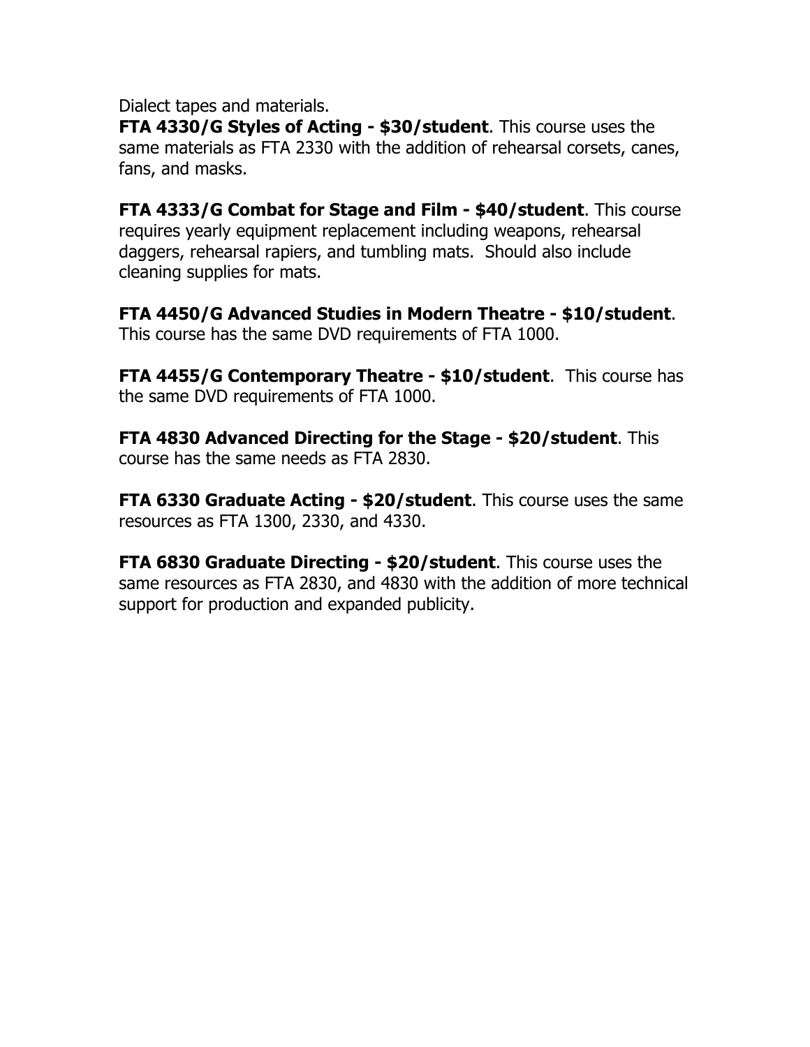Dialect tapes and materials.

**FTA 4330/G Styles of Acting - $30/student**. This course uses the same materials as FTA 2330 with the addition of rehearsal corsets, canes, fans, and masks.

**FTA 4333/G Combat for Stage and Film - $40/student**. This course requires yearly equipment replacement including weapons, rehearsal daggers, rehearsal rapiers, and tumbling mats. Should also include cleaning supplies for mats.

**FTA 4450/G Advanced Studies in Modern Theatre - $10/student**. This course has the same DVD requirements of FTA 1000.

**FTA 4455/G Contemporary Theatre - $10/student**. This course has the same DVD requirements of FTA 1000.

**FTA 4830 Advanced Directing for the Stage - $20/student**. This course has the same needs as FTA 2830.

**FTA 6330 Graduate Acting - $20/student**. This course uses the same resources as FTA 1300, 2330, and 4330.

**FTA 6830 Graduate Directing - $20/student**. This course uses the same resources as FTA 2830, and 4830 with the addition of more technical support for production and expanded publicity.